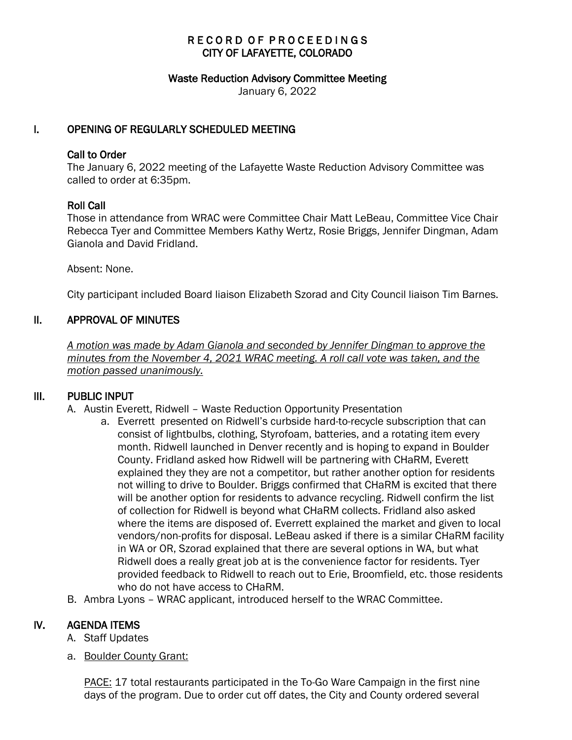# RECORD OF PROCEEDINGS
## CITY OF LAFAYETTE, COLORADO

### Waste Reduction Advisory Committee Meeting
January 6, 2022

## I. OPENING OF REGULARLY SCHEDULED MEETING

### Call to Order
The January 6, 2022 meeting of the Lafayette Waste Reduction Advisory Committee was called to order at 6:35pm.

### Roll Call
Those in attendance from WRAC were Committee Chair Matt LeBeau, Committee Vice Chair Rebecca Tyer and Committee Members Kathy Wertz, Rosie Briggs, Jennifer Dingman, Adam Gianola and David Fridland.

Absent: None.

City participant included Board liaison Elizabeth Szorad and City Council liaison Tim Barnes.

## II. APPROVAL OF MINUTES

*A motion was made by Adam Gianola and seconded by Jennifer Dingman to approve the minutes from the November 4, 2021 WRAC meeting. A roll call vote was taken, and the motion passed unanimously.*

## III. PUBLIC INPUT

A. Austin Everett, Ridwell – Waste Reduction Opportunity Presentation
   a. Everett presented on Ridwell's curbside hard-to-recycle subscription that can consist of lightbulbs, clothing, Styrofoam, batteries, and a rotating item every month. Ridwell launched in Denver recently and is hoping to expand in Boulder County. Fridland asked how Ridwell will be partnering with CHaRM, Everett explained they they are not a competitor, but rather another option for residents not willing to drive to Boulder. Briggs confirmed that CHaRM is excited that there will be another option for residents to advance recycling. Ridwell confirm the list of collection for Ridwell is beyond what CHaRM collects. Fridland also asked where the items are disposed of. Everett explained the market and given to local vendors/non-profits for disposal. LeBeau asked if there is a similar CHaRM facility in WA or OR, Szorad explained that there are several options in WA, but what Ridwell does a really great job at is the convenience factor for residents. Tyer provided feedback to Ridwell to reach out to Erie, Broomfield, etc. those residents who do not have access to CHaRM.

B. Ambra Lyons – WRAC applicant, introduced herself to the WRAC Committee.

## IV. AGENDA ITEMS

A. Staff Updates

a. Boulder County Grant:

PACE: 17 total restaurants participated in the To-Go Ware Campaign in the first nine days of the program. Due to order cut off dates, the City and County ordered several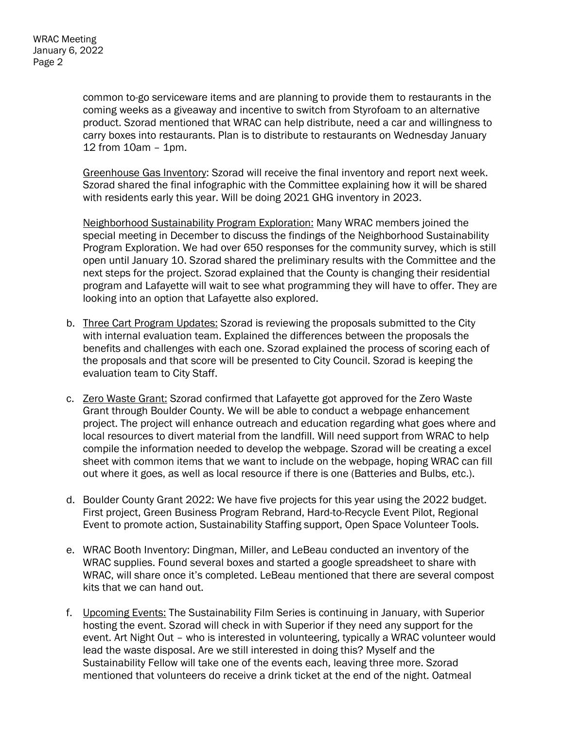common to-go serviceware items and are planning to provide them to restaurants in the coming weeks as a giveaway and incentive to switch from Styrofoam to an alternative product. Szorad mentioned that WRAC can help distribute, need a car and willingness to carry boxes into restaurants. Plan is to distribute to restaurants on Wednesday January 12 from 10am – 1pm.

<u>Greenhouse Gas Inventory</u>: Szorad will receive the final inventory and report next week. Szorad shared the final infographic with the Committee explaining how it will be shared with residents early this year. Will be doing 2021 GHG inventory in 2023.

<u>Neighborhood Sustainability Program Exploration:</u> Many WRAC members joined the special meeting in December to discuss the findings of the Neighborhood Sustainability Program Exploration. We had over 650 responses for the community survey, which is still open until January 10. Szorad shared the preliminary results with the Committee and the next steps for the project. Szorad explained that the County is changing their residential program and Lafayette will wait to see what programming they will have to offer. They are looking into an option that Lafayette also explored.

b. <u>Three Cart Program Updates:</u> Szorad is reviewing the proposals submitted to the City with internal evaluation team. Explained the differences between the proposals the benefits and challenges with each one. Szorad explained the process of scoring each of the proposals and that score will be presented to City Council. Szorad is keeping the evaluation team to City Staff.

c. <u>Zero Waste Grant:</u> Szorad confirmed that Lafayette got approved for the Zero Waste Grant through Boulder County. We will be able to conduct a webpage enhancement project. The project will enhance outreach and education regarding what goes where and local resources to divert material from the landfill. Will need support from WRAC to help compile the information needed to develop the webpage. Szorad will be creating a excel sheet with common items that we want to include on the webpage, hoping WRAC can fill out where it goes, as well as local resource if there is one (Batteries and Bulbs, etc.).

d. Boulder County Grant 2022: We have five projects for this year using the 2022 budget. First project, Green Business Program Rebrand, Hard-to-Recycle Event Pilot, Regional Event to promote action, Sustainability Staffing support, Open Space Volunteer Tools.

e. WRAC Booth Inventory: Dingman, Miller, and LeBeau conducted an inventory of the WRAC supplies. Found several boxes and started a google spreadsheet to share with WRAC, will share once it's completed. LeBeau mentioned that there are several compost kits that we can hand out.

f. <u>Upcoming Events:</u> The Sustainability Film Series is continuing in January, with Superior hosting the event. Szorad will check in with Superior if they need any support for the event. Art Night Out – who is interested in volunteering, typically a WRAC volunteer would lead the waste disposal. Are we still interested in doing this? Myself and the Sustainability Fellow will take one of the events each, leaving three more. Szorad mentioned that volunteers do receive a drink ticket at the end of the night. Oatmeal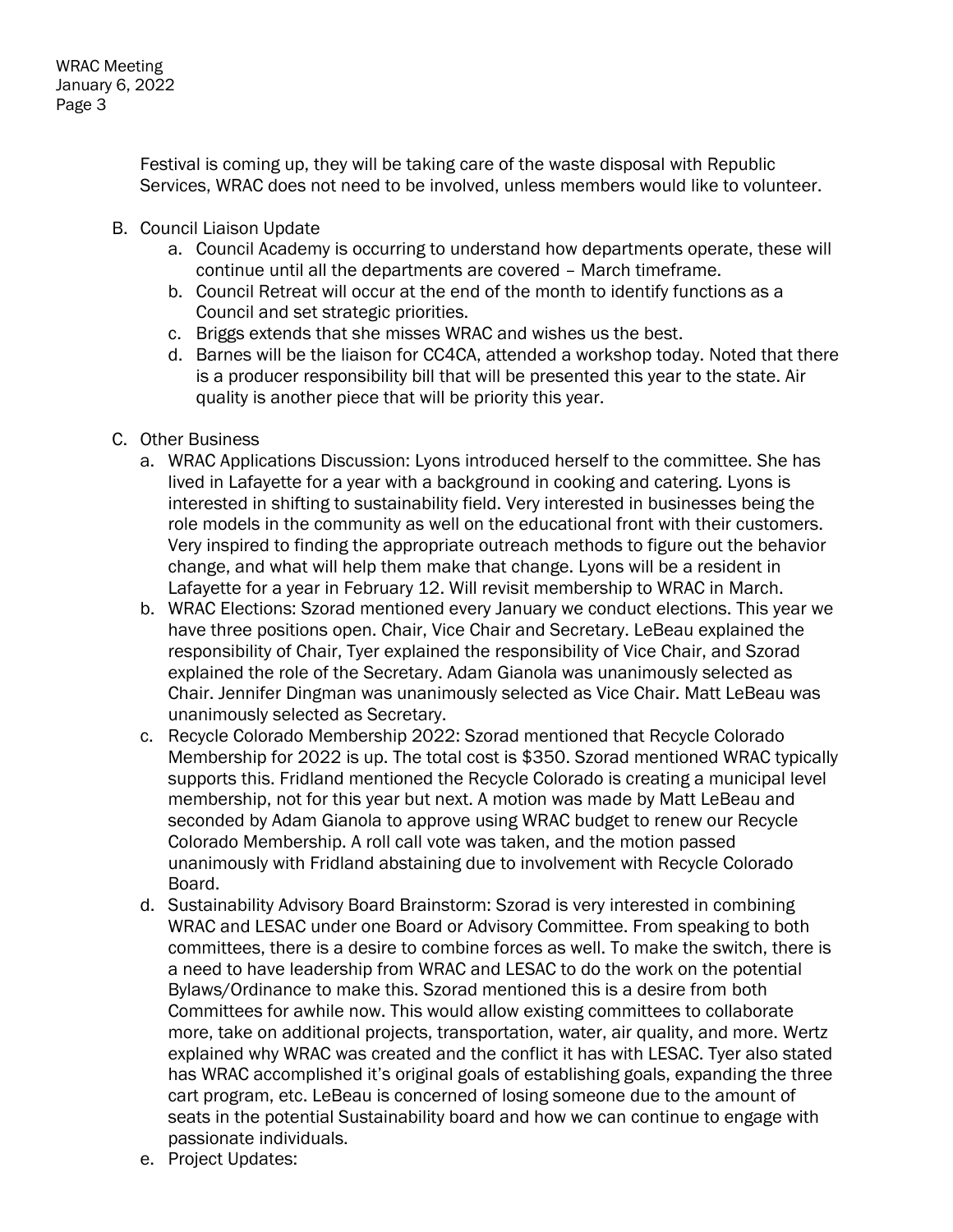Festival is coming up, they will be taking care of the waste disposal with Republic Services, WRAC does not need to be involved, unless members would like to volunteer.

B. Council Liaison Update
   a. Council Academy is occurring to understand how departments operate, these will continue until all the departments are covered – March timeframe.
   b. Council Retreat will occur at the end of the month to identify functions as a Council and set strategic priorities.
   c. Briggs extends that she misses WRAC and wishes us the best.
   d. Barnes will be the liaison for CC4CA, attended a workshop today. Noted that there is a producer responsibility bill that will be presented this year to the state. Air quality is another piece that will be priority this year.

C. Other Business
   a. WRAC Applications Discussion: Lyons introduced herself to the committee. She has lived in Lafayette for a year with a background in cooking and catering. Lyons is interested in shifting to sustainability field. Very interested in businesses being the role models in the community as well on the educational front with their customers. Very inspired to finding the appropriate outreach methods to figure out the behavior change, and what will help them make that change. Lyons will be a resident in Lafayette for a year in February 12. Will revisit membership to WRAC in March.
   b. WRAC Elections: Szorad mentioned every January we conduct elections. This year we have three positions open. Chair, Vice Chair and Secretary. LeBeau explained the responsibility of Chair, Tyer explained the responsibility of Vice Chair, and Szorad explained the role of the Secretary. Adam Gianola was unanimously selected as Chair. Jennifer Dingman was unanimously selected as Vice Chair. Matt LeBeau was unanimously selected as Secretary.
   c. Recycle Colorado Membership 2022: Szorad mentioned that Recycle Colorado Membership for 2022 is up. The total cost is $350. Szorad mentioned WRAC typically supports this. Fridland mentioned the Recycle Colorado is creating a municipal level membership, not for this year but next. A motion was made by Matt LeBeau and seconded by Adam Gianola to approve using WRAC budget to renew our Recycle Colorado Membership. A roll call vote was taken, and the motion passed unanimously with Fridland abstaining due to involvement with Recycle Colorado Board.
   d. Sustainability Advisory Board Brainstorm: Szorad is very interested in combining WRAC and LESAC under one Board or Advisory Committee. From speaking to both committees, there is a desire to combine forces as well. To make the switch, there is a need to have leadership from WRAC and LESAC to do the work on the potential Bylaws/Ordinance to make this. Szorad mentioned this is a desire from both Committees for awhile now. This would allow existing committees to collaborate more, take on additional projects, transportation, water, air quality, and more. Wertz explained why WRAC was created and the conflict it has with LESAC. Tyer also stated has WRAC accomplished it's original goals of establishing goals, expanding the three cart program, etc. LeBeau is concerned of losing someone due to the amount of seats in the potential Sustainability board and how we can continue to engage with passionate individuals.
   e. Project Updates: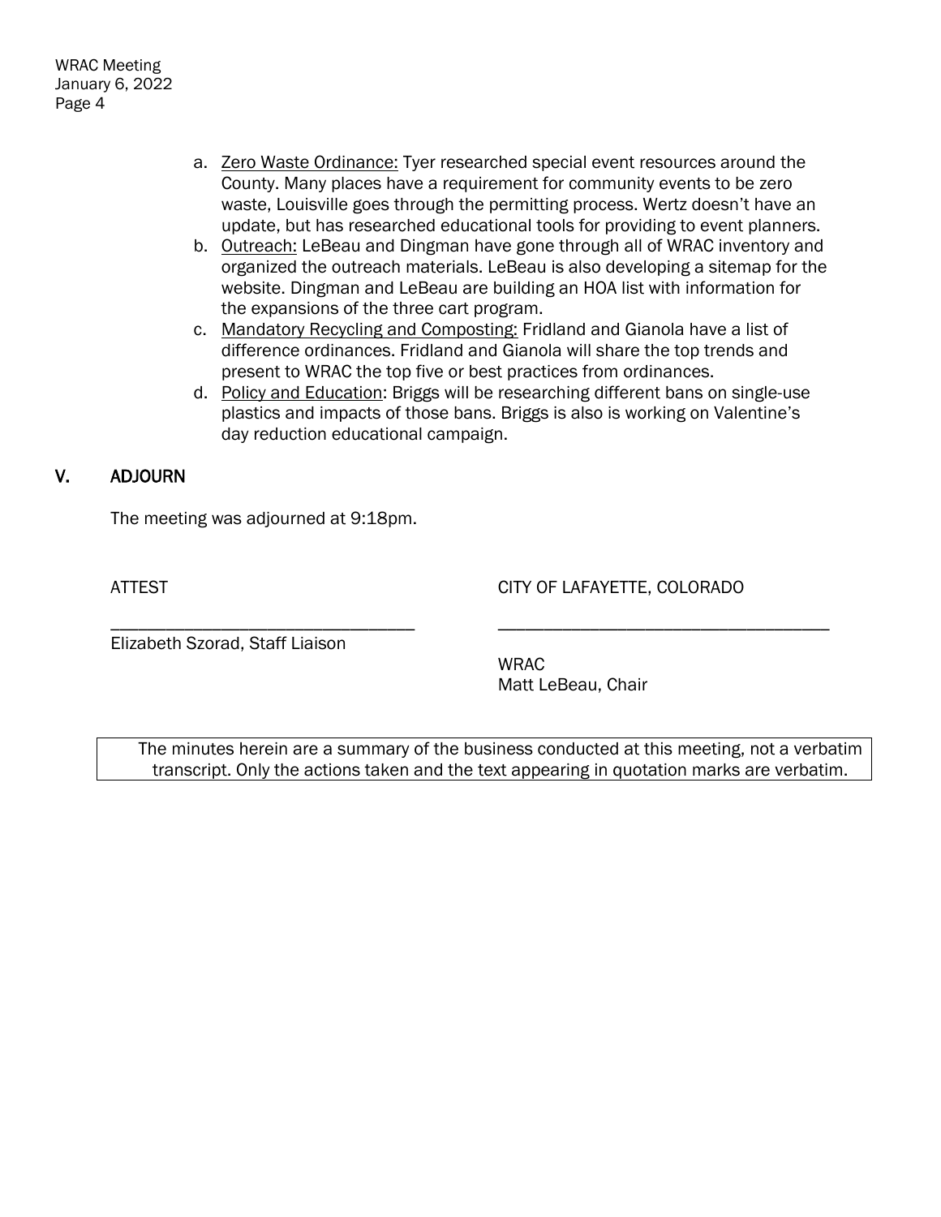a. <u>Zero Waste Ordinance:</u> Tyer researched special event resources around the County. Many places have a requirement for community events to be zero waste, Louisville goes through the permitting process. Wertz doesn't have an update, but has researched educational tools for providing to event planners.
b. <u>Outreach:</u> LeBeau and Dingman have gone through all of WRAC inventory and organized the outreach materials. LeBeau is also developing a sitemap for the website. Dingman and LeBeau are building an HOA list with information for the expansions of the three cart program.
c. <u>Mandatory Recycling and Composting:</u> Fridland and Gianola have a list of difference ordinances. Fridland and Gianola will share the top trends and present to WRAC the top five or best practices from ordinances.
d. <u>Policy and Education</u>: Briggs will be researching different bans on single-use plastics and impacts of those bans. Briggs is also is working on Valentine's day reduction educational campaign.

## V. ADJOURN

The meeting was adjourned at 9:18pm.

ATTEST

\_\_\_\_\_\_\_\_\_\_\_\_\_\_\_\_\_\_\_\_\_\_\_\_\_\_\_\_\_\_\_\_\_\_

Elizabeth Szorad, Staff Liaison

CITY OF LAFAYETTE, COLORADO

\_\_\_\_\_\_\_\_\_\_\_\_\_\_\_\_\_\_\_\_\_\_\_\_\_\_\_\_\_\_\_\_\_\_\_\_\_\_

WRAC
Matt LeBeau, Chair

The minutes herein are a summary of the business conducted at this meeting, not a verbatim transcript. Only the actions taken and the text appearing in quotation marks are verbatim.